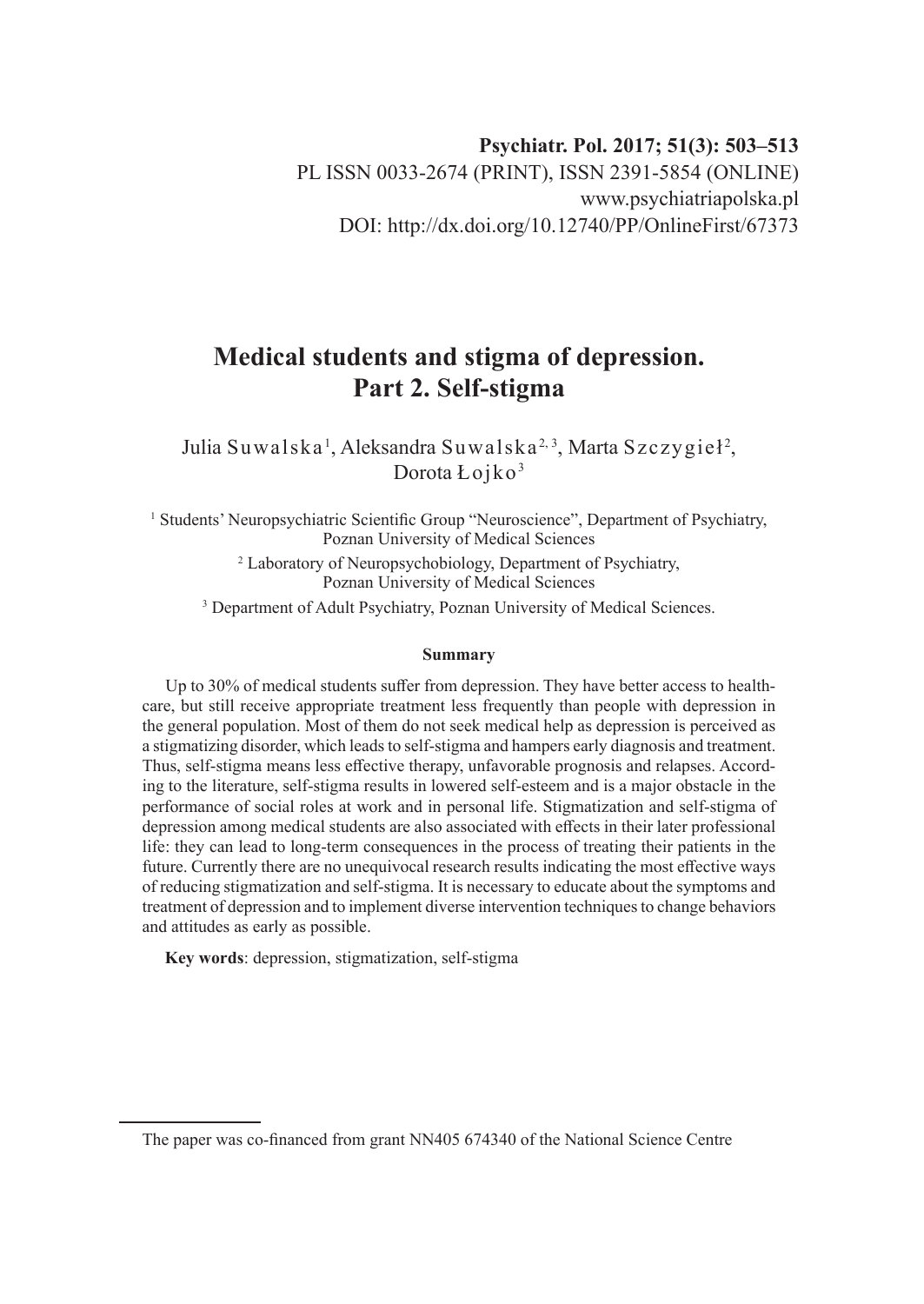Psychiatr. Pol. 2017; 51(3): 503–513
PL ISSN 0033-2674 (PRINT), ISSN 2391-5854 (ONLINE)
www.psychiatriapolska.pl
DOI: http://dx.doi.org/10.12740/PP/OnlineFirst/67373

# Medical students and stigma of depression. Part 2. Self-stigma

Julia Suwalska[1], Aleksandra Suwalska[2, 3], Marta Szczygieł[2], Dorota Łojko[3]

[1] Students' Neuropsychiatric Scientific Group "Neuroscience", Department of Psychiatry, Poznan University of Medical Sciences

[2] Laboratory of Neuropsychobiology, Department of Psychiatry, Poznan University of Medical Sciences

[3] Department of Adult Psychiatry, Poznan University of Medical Sciences.

**Summary**

Up to 30% of medical students suffer from depression. They have better access to healthcare, but still receive appropriate treatment less frequently than people with depression in the general population. Most of them do not seek medical help as depression is perceived as a stigmatizing disorder, which leads to self-stigma and hampers early diagnosis and treatment. Thus, self-stigma means less effective therapy, unfavorable prognosis and relapses. According to the literature, self-stigma results in lowered self-esteem and is a major obstacle in the performance of social roles at work and in personal life. Stigmatization and self-stigma of depression among medical students are also associated with effects in their later professional life: they can lead to long-term consequences in the process of treating their patients in the future. Currently there are no unequivocal research results indicating the most effective ways of reducing stigmatization and self-stigma. It is necessary to educate about the symptoms and treatment of depression and to implement diverse intervention techniques to change behaviors and attitudes as early as possible.

**Key words**: depression, stigmatization, self-stigma

---

The paper was co-financed from grant NN405 674340 of the National Science Centre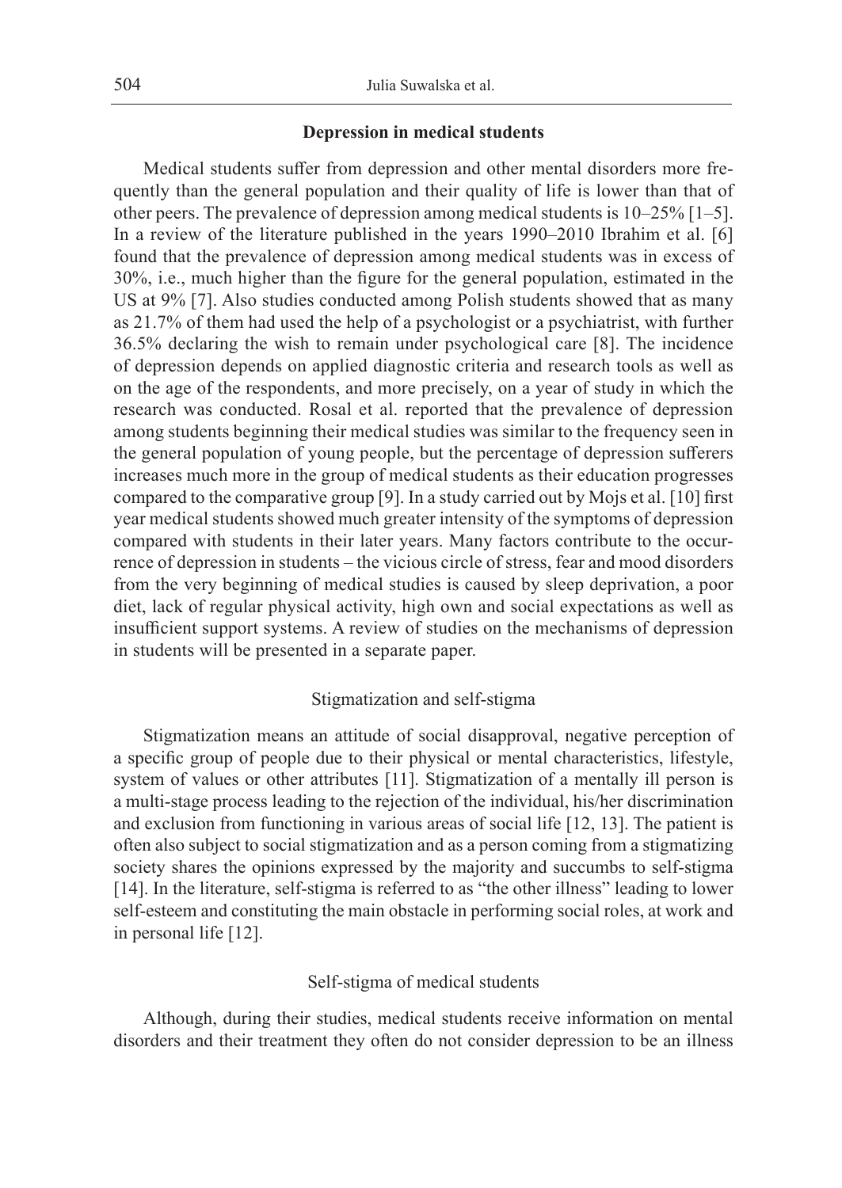## Depression in medical students

Medical students suffer from depression and other mental disorders more frequently than the general population and their quality of life is lower than that of other peers. The prevalence of depression among medical students is 10–25% [1–5]. In a review of the literature published in the years 1990–2010 Ibrahim et al. [6] found that the prevalence of depression among medical students was in excess of 30%, i.e., much higher than the figure for the general population, estimated in the US at 9% [7]. Also studies conducted among Polish students showed that as many as 21.7% of them had used the help of a psychologist or a psychiatrist, with further 36.5% declaring the wish to remain under psychological care [8]. The incidence of depression depends on applied diagnostic criteria and research tools as well as on the age of the respondents, and more precisely, on a year of study in which the research was conducted. Rosal et al. reported that the prevalence of depression among students beginning their medical studies was similar to the frequency seen in the general population of young people, but the percentage of depression sufferers increases much more in the group of medical students as their education progresses compared to the comparative group [9]. In a study carried out by Mojs et al. [10] first year medical students showed much greater intensity of the symptoms of depression compared with students in their later years. Many factors contribute to the occurrence of depression in students – the vicious circle of stress, fear and mood disorders from the very beginning of medical studies is caused by sleep deprivation, a poor diet, lack of regular physical activity, high own and social expectations as well as insufficient support systems. A review of studies on the mechanisms of depression in students will be presented in a separate paper.

### Stigmatization and self-stigma

Stigmatization means an attitude of social disapproval, negative perception of a specific group of people due to their physical or mental characteristics, lifestyle, system of values or other attributes [11]. Stigmatization of a mentally ill person is a multi-stage process leading to the rejection of the individual, his/her discrimination and exclusion from functioning in various areas of social life [12, 13]. The patient is often also subject to social stigmatization and as a person coming from a stigmatizing society shares the opinions expressed by the majority and succumbs to self-stigma [14]. In the literature, self-stigma is referred to as "the other illness" leading to lower self-esteem and constituting the main obstacle in performing social roles, at work and in personal life [12].

### Self-stigma of medical students

Although, during their studies, medical students receive information on mental disorders and their treatment they often do not consider depression to be an illness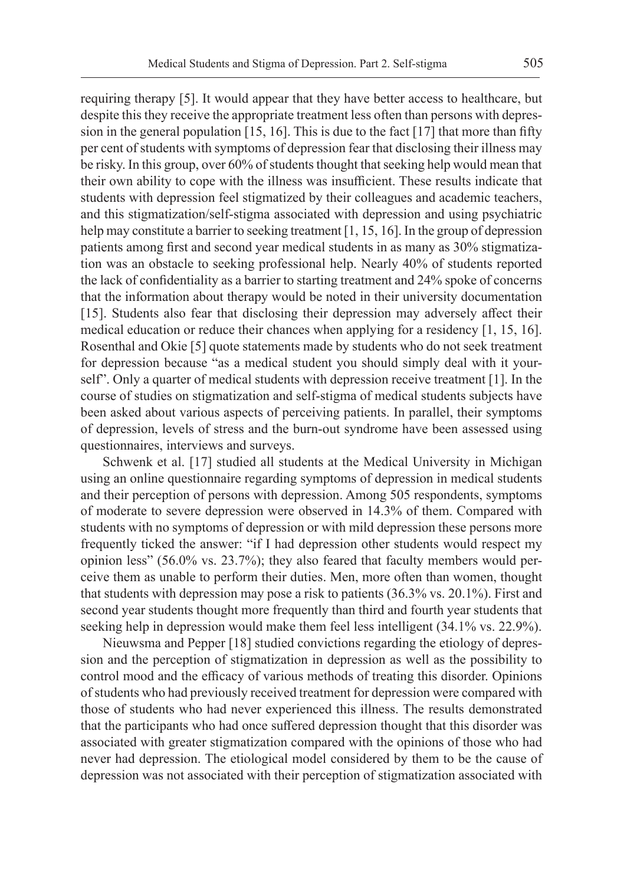requiring therapy [5]. It would appear that they have better access to healthcare, but despite this they receive the appropriate treatment less often than persons with depression in the general population [15, 16]. This is due to the fact [17] that more than fifty per cent of students with symptoms of depression fear that disclosing their illness may be risky. In this group, over 60% of students thought that seeking help would mean that their own ability to cope with the illness was insufficient. These results indicate that students with depression feel stigmatized by their colleagues and academic teachers, and this stigmatization/self-stigma associated with depression and using psychiatric help may constitute a barrier to seeking treatment [1, 15, 16]. In the group of depression patients among first and second year medical students in as many as 30% stigmatization was an obstacle to seeking professional help. Nearly 40% of students reported the lack of confidentiality as a barrier to starting treatment and 24% spoke of concerns that the information about therapy would be noted in their university documentation [15]. Students also fear that disclosing their depression may adversely affect their medical education or reduce their chances when applying for a residency [1, 15, 16]. Rosenthal and Okie [5] quote statements made by students who do not seek treatment for depression because "as a medical student you should simply deal with it yourself". Only a quarter of medical students with depression receive treatment [1]. In the course of studies on stigmatization and self-stigma of medical students subjects have been asked about various aspects of perceiving patients. In parallel, their symptoms of depression, levels of stress and the burn-out syndrome have been assessed using questionnaires, interviews and surveys.

Schwenk et al. [17] studied all students at the Medical University in Michigan using an online questionnaire regarding symptoms of depression in medical students and their perception of persons with depression. Among 505 respondents, symptoms of moderate to severe depression were observed in 14.3% of them. Compared with students with no symptoms of depression or with mild depression these persons more frequently ticked the answer: "if I had depression other students would respect my opinion less" (56.0% vs. 23.7%); they also feared that faculty members would perceive them as unable to perform their duties. Men, more often than women, thought that students with depression may pose a risk to patients (36.3% vs. 20.1%). First and second year students thought more frequently than third and fourth year students that seeking help in depression would make them feel less intelligent (34.1% vs. 22.9%).

Nieuwsma and Pepper [18] studied convictions regarding the etiology of depression and the perception of stigmatization in depression as well as the possibility to control mood and the efficacy of various methods of treating this disorder. Opinions of students who had previously received treatment for depression were compared with those of students who had never experienced this illness. The results demonstrated that the participants who had once suffered depression thought that this disorder was associated with greater stigmatization compared with the opinions of those who had never had depression. The etiological model considered by them to be the cause of depression was not associated with their perception of stigmatization associated with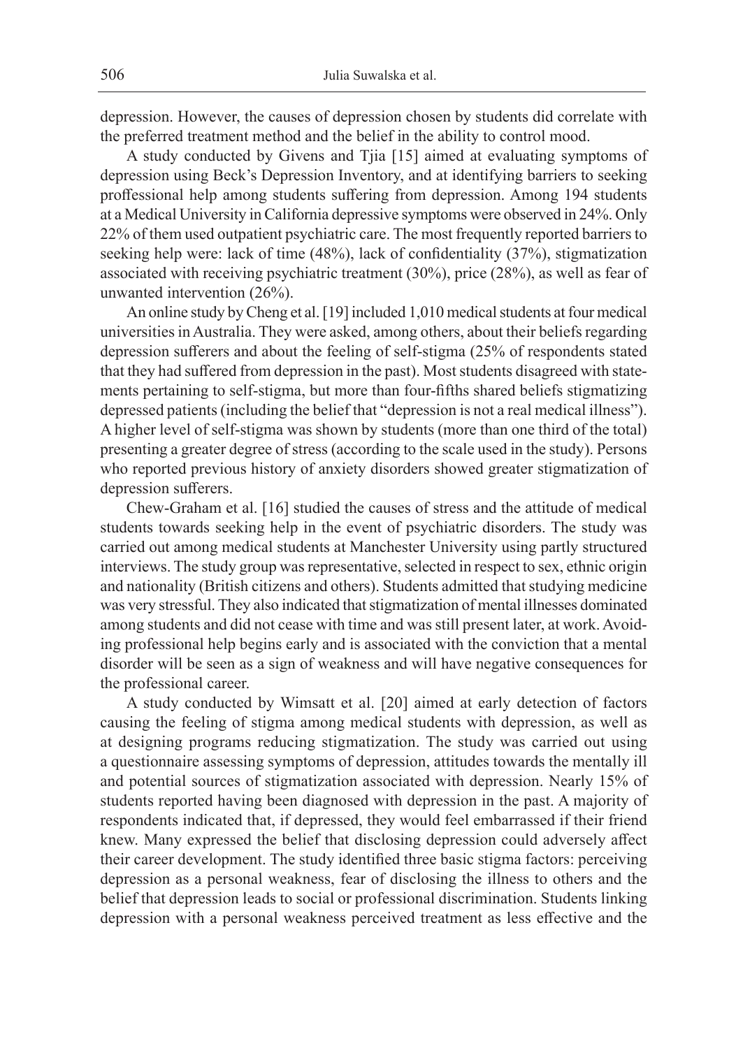depression. However, the causes of depression chosen by students did correlate with the preferred treatment method and the belief in the ability to control mood.

A study conducted by Givens and Tjia [15] aimed at evaluating symptoms of depression using Beck's Depression Inventory, and at identifying barriers to seeking proffessional help among students suffering from depression. Among 194 students at a Medical University in California depressive symptoms were observed in 24%. Only 22% of them used outpatient psychiatric care. The most frequently reported barriers to seeking help were: lack of time (48%), lack of confidentiality (37%), stigmatization associated with receiving psychiatric treatment (30%), price (28%), as well as fear of unwanted intervention (26%).

An online study by Cheng et al. [19] included 1,010 medical students at four medical universities in Australia. They were asked, among others, about their beliefs regarding depression sufferers and about the feeling of self-stigma (25% of respondents stated that they had suffered from depression in the past). Most students disagreed with statements pertaining to self-stigma, but more than four-fifths shared beliefs stigmatizing depressed patients (including the belief that "depression is not a real medical illness"). A higher level of self-stigma was shown by students (more than one third of the total) presenting a greater degree of stress (according to the scale used in the study). Persons who reported previous history of anxiety disorders showed greater stigmatization of depression sufferers.

Chew-Graham et al. [16] studied the causes of stress and the attitude of medical students towards seeking help in the event of psychiatric disorders. The study was carried out among medical students at Manchester University using partly structured interviews. The study group was representative, selected in respect to sex, ethnic origin and nationality (British citizens and others). Students admitted that studying medicine was very stressful. They also indicated that stigmatization of mental illnesses dominated among students and did not cease with time and was still present later, at work. Avoiding professional help begins early and is associated with the conviction that a mental disorder will be seen as a sign of weakness and will have negative consequences for the professional career.

A study conducted by Wimsatt et al. [20] aimed at early detection of factors causing the feeling of stigma among medical students with depression, as well as at designing programs reducing stigmatization. The study was carried out using a questionnaire assessing symptoms of depression, attitudes towards the mentally ill and potential sources of stigmatization associated with depression. Nearly 15% of students reported having been diagnosed with depression in the past. A majority of respondents indicated that, if depressed, they would feel embarrassed if their friend knew. Many expressed the belief that disclosing depression could adversely affect their career development. The study identified three basic stigma factors: perceiving depression as a personal weakness, fear of disclosing the illness to others and the belief that depression leads to social or professional discrimination. Students linking depression with a personal weakness perceived treatment as less effective and the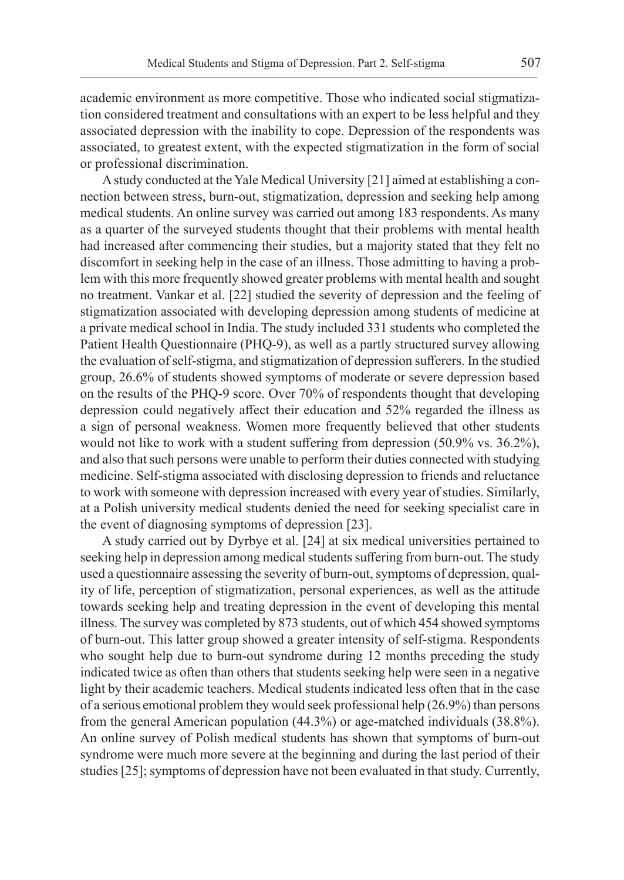academic environment as more competitive. Those who indicated social stigmatization considered treatment and consultations with an expert to be less helpful and they associated depression with the inability to cope. Depression of the respondents was associated, to greatest extent, with the expected stigmatization in the form of social or professional discrimination.

A study conducted at the Yale Medical University [21] aimed at establishing a connection between stress, burn-out, stigmatization, depression and seeking help among medical students. An online survey was carried out among 183 respondents. As many as a quarter of the surveyed students thought that their problems with mental health had increased after commencing their studies, but a majority stated that they felt no discomfort in seeking help in the case of an illness. Those admitting to having a problem with this more frequently showed greater problems with mental health and sought no treatment. Vankar et al. [22] studied the severity of depression and the feeling of stigmatization associated with developing depression among students of medicine at a private medical school in India. The study included 331 students who completed the Patient Health Questionnaire (PHQ-9), as well as a partly structured survey allowing the evaluation of self-stigma, and stigmatization of depression sufferers. In the studied group, 26.6% of students showed symptoms of moderate or severe depression based on the results of the PHQ-9 score. Over 70% of respondents thought that developing depression could negatively affect their education and 52% regarded the illness as a sign of personal weakness. Women more frequently believed that other students would not like to work with a student suffering from depression (50.9% vs. 36.2%), and also that such persons were unable to perform their duties connected with studying medicine. Self-stigma associated with disclosing depression to friends and reluctance to work with someone with depression increased with every year of studies. Similarly, at a Polish university medical students denied the need for seeking specialist care in the event of diagnosing symptoms of depression [23].

A study carried out by Dyrbye et al. [24] at six medical universities pertained to seeking help in depression among medical students suffering from burn-out. The study used a questionnaire assessing the severity of burn-out, symptoms of depression, quality of life, perception of stigmatization, personal experiences, as well as the attitude towards seeking help and treating depression in the event of developing this mental illness. The survey was completed by 873 students, out of which 454 showed symptoms of burn-out. This latter group showed a greater intensity of self-stigma. Respondents who sought help due to burn-out syndrome during 12 months preceding the study indicated twice as often than others that students seeking help were seen in a negative light by their academic teachers. Medical students indicated less often that in the case of a serious emotional problem they would seek professional help (26.9%) than persons from the general American population (44.3%) or age-matched individuals (38.8%). An online survey of Polish medical students has shown that symptoms of burn-out syndrome were much more severe at the beginning and during the last period of their studies [25]; symptoms of depression have not been evaluated in that study. Currently,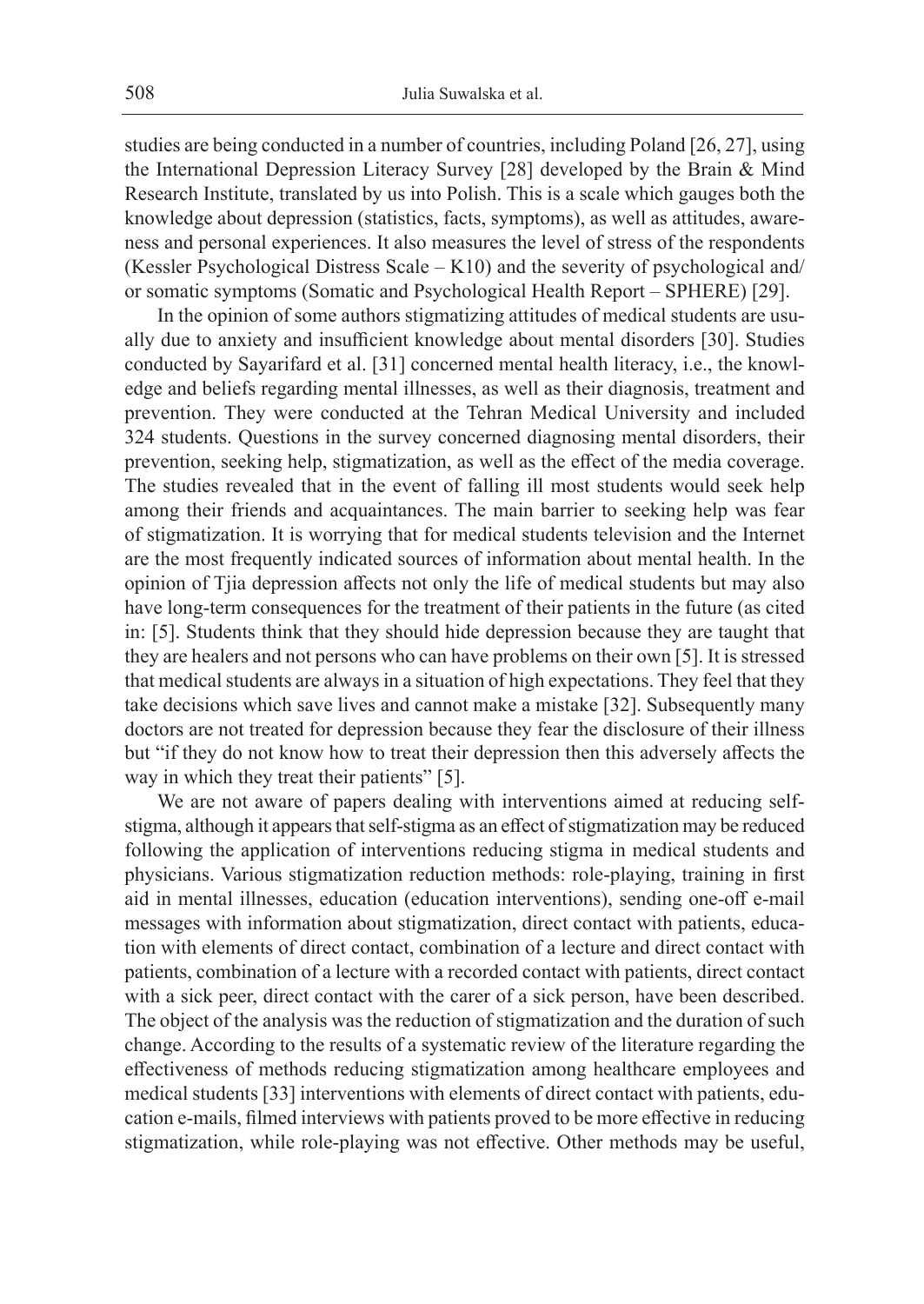studies are being conducted in a number of countries, including Poland [26, 27], using the International Depression Literacy Survey [28] developed by the Brain & Mind Research Institute, translated by us into Polish. This is a scale which gauges both the knowledge about depression (statistics, facts, symptoms), as well as attitudes, awareness and personal experiences. It also measures the level of stress of the respondents (Kessler Psychological Distress Scale – K10) and the severity of psychological and/or somatic symptoms (Somatic and Psychological Health Report – SPHERE) [29].

In the opinion of some authors stigmatizing attitudes of medical students are usually due to anxiety and insufficient knowledge about mental disorders [30]. Studies conducted by Sayarifard et al. [31] concerned mental health literacy, i.e., the knowledge and beliefs regarding mental illnesses, as well as their diagnosis, treatment and prevention. They were conducted at the Tehran Medical University and included 324 students. Questions in the survey concerned diagnosing mental disorders, their prevention, seeking help, stigmatization, as well as the effect of the media coverage. The studies revealed that in the event of falling ill most students would seek help among their friends and acquaintances. The main barrier to seeking help was fear of stigmatization. It is worrying that for medical students television and the Internet are the most frequently indicated sources of information about mental health. In the opinion of Tjia depression affects not only the life of medical students but may also have long-term consequences for the treatment of their patients in the future (as cited in: [5]. Students think that they should hide depression because they are taught that they are healers and not persons who can have problems on their own [5]. It is stressed that medical students are always in a situation of high expectations. They feel that they take decisions which save lives and cannot make a mistake [32]. Subsequently many doctors are not treated for depression because they fear the disclosure of their illness but "if they do not know how to treat their depression then this adversely affects the way in which they treat their patients" [5].

We are not aware of papers dealing with interventions aimed at reducing self-stigma, although it appears that self-stigma as an effect of stigmatization may be reduced following the application of interventions reducing stigma in medical students and physicians. Various stigmatization reduction methods: role-playing, training in first aid in mental illnesses, education (education interventions), sending one-off e-mail messages with information about stigmatization, direct contact with patients, education with elements of direct contact, combination of a lecture and direct contact with patients, combination of a lecture with a recorded contact with patients, direct contact with a sick peer, direct contact with the carer of a sick person, have been described. The object of the analysis was the reduction of stigmatization and the duration of such change. According to the results of a systematic review of the literature regarding the effectiveness of methods reducing stigmatization among healthcare employees and medical students [33] interventions with elements of direct contact with patients, education e-mails, filmed interviews with patients proved to be more effective in reducing stigmatization, while role-playing was not effective. Other methods may be useful,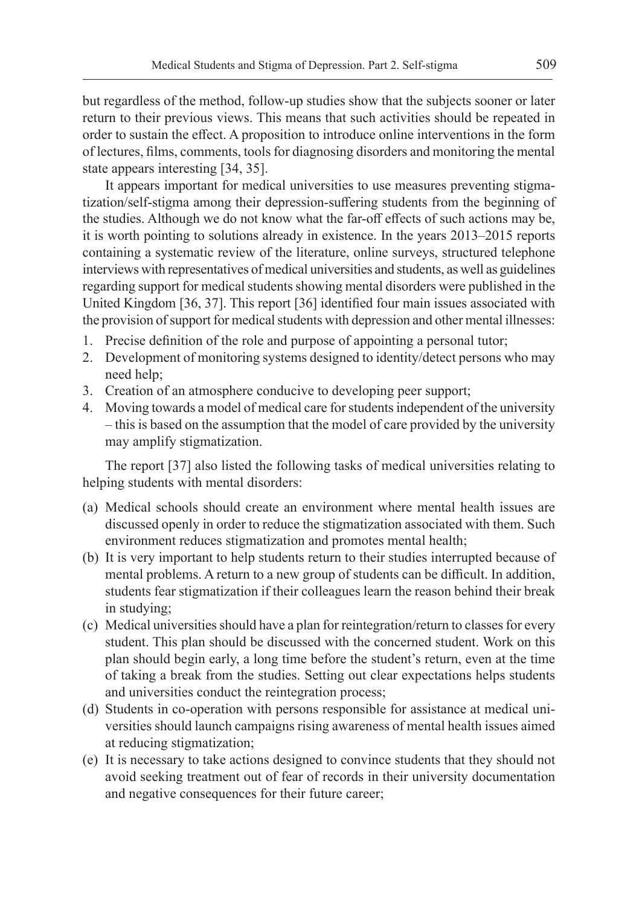but regardless of the method, follow-up studies show that the subjects sooner or later return to their previous views. This means that such activities should be repeated in order to sustain the effect. A proposition to introduce online interventions in the form of lectures, films, comments, tools for diagnosing disorders and monitoring the mental state appears interesting [34, 35].

It appears important for medical universities to use measures preventing stigmatization/self-stigma among their depression-suffering students from the beginning of the studies. Although we do not know what the far-off effects of such actions may be, it is worth pointing to solutions already in existence. In the years 2013–2015 reports containing a systematic review of the literature, online surveys, structured telephone interviews with representatives of medical universities and students, as well as guidelines regarding support for medical students showing mental disorders were published in the United Kingdom [36, 37]. This report [36] identified four main issues associated with the provision of support for medical students with depression and other mental illnesses:

1. Precise definition of the role and purpose of appointing a personal tutor;
2. Development of monitoring systems designed to identity/detect persons who may need help;
3. Creation of an atmosphere conducive to developing peer support;
4. Moving towards a model of medical care for students independent of the university – this is based on the assumption that the model of care provided by the university may amplify stigmatization.

The report [37] also listed the following tasks of medical universities relating to helping students with mental disorders:

(a) Medical schools should create an environment where mental health issues are discussed openly in order to reduce the stigmatization associated with them. Such environment reduces stigmatization and promotes mental health;

(b) It is very important to help students return to their studies interrupted because of mental problems. A return to a new group of students can be difficult. In addition, students fear stigmatization if their colleagues learn the reason behind their break in studying;

(c) Medical universities should have a plan for reintegration/return to classes for every student. This plan should be discussed with the concerned student. Work on this plan should begin early, a long time before the student's return, even at the time of taking a break from the studies. Setting out clear expectations helps students and universities conduct the reintegration process;

(d) Students in co-operation with persons responsible for assistance at medical universities should launch campaigns rising awareness of mental health issues aimed at reducing stigmatization;

(e) It is necessary to take actions designed to convince students that they should not avoid seeking treatment out of fear of records in their university documentation and negative consequences for their future career;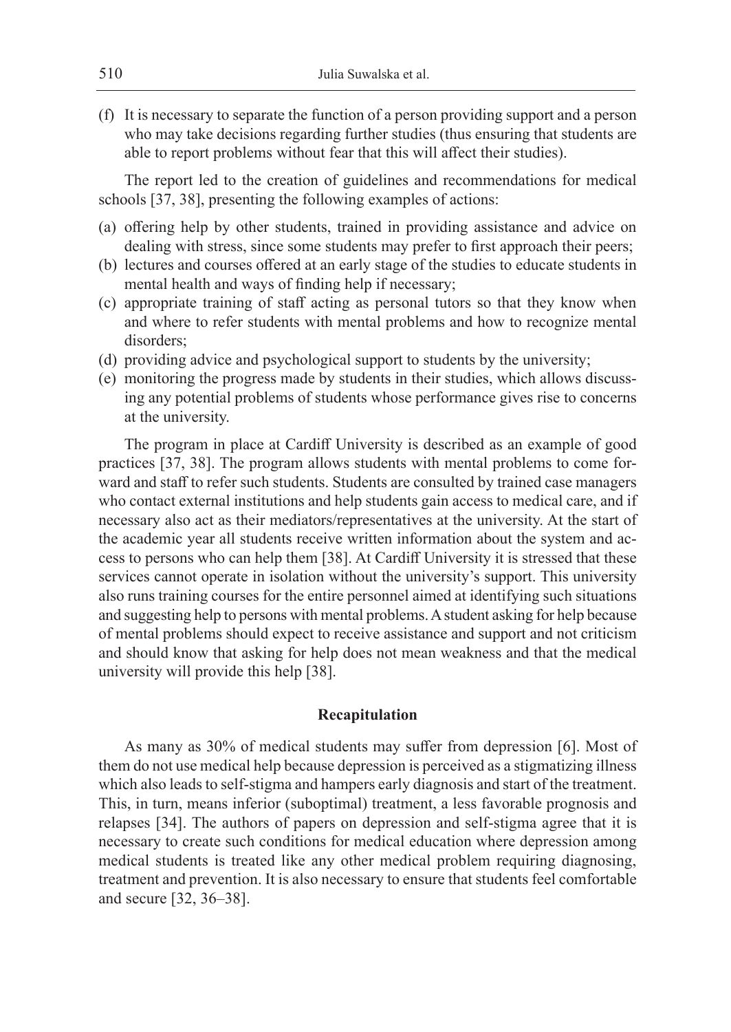(f) It is necessary to separate the function of a person providing support and a person who may take decisions regarding further studies (thus ensuring that students are able to report problems without fear that this will affect their studies).

The report led to the creation of guidelines and recommendations for medical schools [37, 38], presenting the following examples of actions:

(a) offering help by other students, trained in providing assistance and advice on dealing with stress, since some students may prefer to first approach their peers;
(b) lectures and courses offered at an early stage of the studies to educate students in mental health and ways of finding help if necessary;
(c) appropriate training of staff acting as personal tutors so that they know when and where to refer students with mental problems and how to recognize mental disorders;
(d) providing advice and psychological support to students by the university;
(e) monitoring the progress made by students in their studies, which allows discussing any potential problems of students whose performance gives rise to concerns at the university.

The program in place at Cardiff University is described as an example of good practices [37, 38]. The program allows students with mental problems to come forward and staff to refer such students. Students are consulted by trained case managers who contact external institutions and help students gain access to medical care, and if necessary also act as their mediators/representatives at the university. At the start of the academic year all students receive written information about the system and access to persons who can help them [38]. At Cardiff University it is stressed that these services cannot operate in isolation without the university's support. This university also runs training courses for the entire personnel aimed at identifying such situations and suggesting help to persons with mental problems. A student asking for help because of mental problems should expect to receive assistance and support and not criticism and should know that asking for help does not mean weakness and that the medical university will provide this help [38].

## Recapitulation

As many as 30% of medical students may suffer from depression [6]. Most of them do not use medical help because depression is perceived as a stigmatizing illness which also leads to self-stigma and hampers early diagnosis and start of the treatment. This, in turn, means inferior (suboptimal) treatment, a less favorable prognosis and relapses [34]. The authors of papers on depression and self-stigma agree that it is necessary to create such conditions for medical education where depression among medical students is treated like any other medical problem requiring diagnosing, treatment and prevention. It is also necessary to ensure that students feel comfortable and secure [32, 36–38].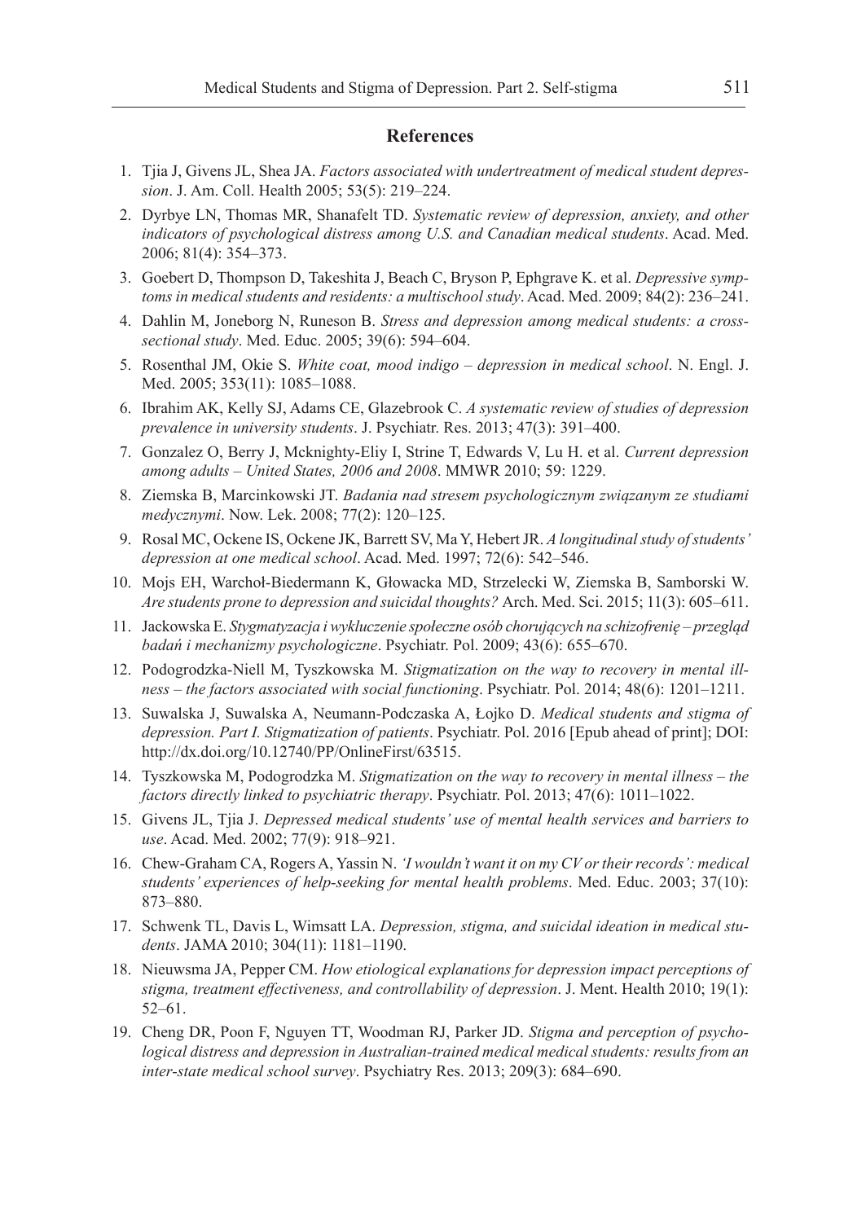## References

1. Tjia J, Givens JL, Shea JA. *Factors associated with undertreatment of medical student depression*. J. Am. Coll. Health 2005; 53(5): 219–224.
2. Dyrbye LN, Thomas MR, Shanafelt TD. *Systematic review of depression, anxiety, and other indicators of psychological distress among U.S. and Canadian medical students*. Acad. Med. 2006; 81(4): 354–373.
3. Goebert D, Thompson D, Takeshita J, Beach C, Bryson P, Ephgrave K. et al. *Depressive symptoms in medical students and residents: a multischool study*. Acad. Med. 2009; 84(2): 236–241.
4. Dahlin M, Joneborg N, Runeson B. *Stress and depression among medical students: a cross-sectional study*. Med. Educ. 2005; 39(6): 594–604.
5. Rosenthal JM, Okie S. *White coat, mood indigo – depression in medical school*. N. Engl. J. Med. 2005; 353(11): 1085–1088.
6. Ibrahim AK, Kelly SJ, Adams CE, Glazebrook C. *A systematic review of studies of depression prevalence in university students*. J. Psychiatr. Res. 2013; 47(3): 391–400.
7. Gonzalez O, Berry J, Mcknighty-Eliy I, Strine T, Edwards V, Lu H. et al. *Current depression among adults – United States, 2006 and 2008*. MMWR 2010; 59: 1229.
8. Ziemska B, Marcinkowski JT. *Badania nad stresem psychologicznym związanym ze studiami medycznymi*. Now. Lek. 2008; 77(2): 120–125.
9. Rosal MC, Ockene IS, Ockene JK, Barrett SV, Ma Y, Hebert JR. *A longitudinal study of students' depression at one medical school*. Acad. Med. 1997; 72(6): 542–546.
10. Mojs EH, Warchoł-Biedermann K, Głowacka MD, Strzelecki W, Ziemska B, Samborski W. *Are students prone to depression and suicidal thoughts?* Arch. Med. Sci. 2015; 11(3): 605–611.
11. Jackowska E. *Stygmatyzacja i wykluczenie społeczne osób chorujących na schizofrenię – przegląd badań i mechanizmy psychologiczne*. Psychiatr. Pol. 2009; 43(6): 655–670.
12. Podogrodzka-Niell M, Tyszkowska M. *Stigmatization on the way to recovery in mental illness – the factors associated with social functioning*. Psychiatr. Pol. 2014; 48(6): 1201–1211.
13. Suwalska J, Suwalska A, Neumann-Podczaska A, Łojko D. *Medical students and stigma of depression. Part I. Stigmatization of patients*. Psychiatr. Pol. 2016 [Epub ahead of print]; DOI: http://dx.doi.org/10.12740/PP/OnlineFirst/63515.
14. Tyszkowska M, Podogrodzka M. *Stigmatization on the way to recovery in mental illness – the factors directly linked to psychiatric therapy*. Psychiatr. Pol. 2013; 47(6): 1011–1022.
15. Givens JL, Tjia J. *Depressed medical students' use of mental health services and barriers to use*. Acad. Med. 2002; 77(9): 918–921.
16. Chew-Graham CA, Rogers A, Yassin N. *'I wouldn't want it on my CV or their records': medical students' experiences of help-seeking for mental health problems*. Med. Educ. 2003; 37(10): 873–880.
17. Schwenk TL, Davis L, Wimsatt LA. *Depression, stigma, and suicidal ideation in medical students*. JAMA 2010; 304(11): 1181–1190.
18. Nieuwsma JA, Pepper CM. *How etiological explanations for depression impact perceptions of stigma, treatment effectiveness, and controllability of depression*. J. Ment. Health 2010; 19(1): 52–61.
19. Cheng DR, Poon F, Nguyen TT, Woodman RJ, Parker JD. *Stigma and perception of psychological distress and depression in Australian-trained medical medical students: results from an inter-state medical school survey*. Psychiatry Res. 2013; 209(3): 684–690.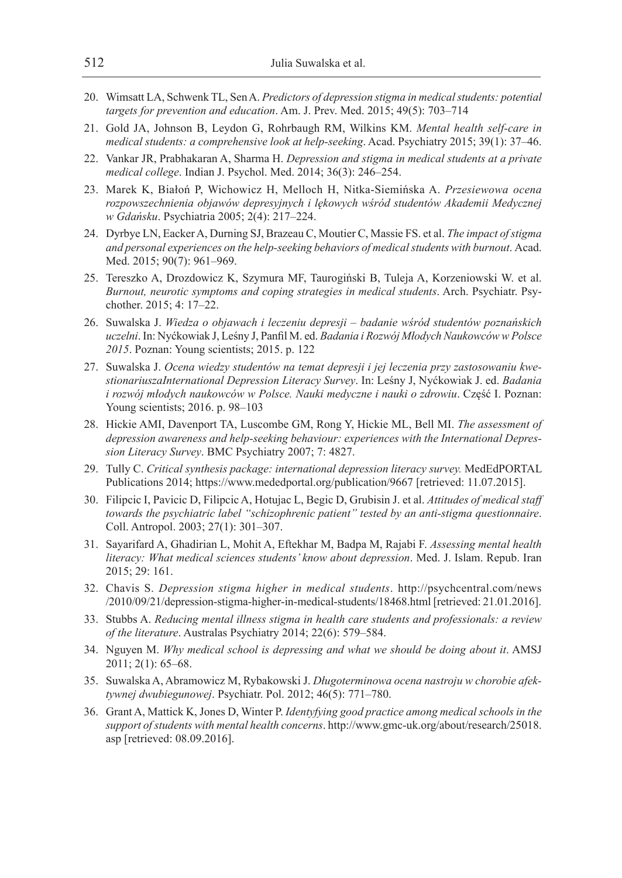20. Wimsatt LA, Schwenk TL, Sen A. *Predictors of depression stigma in medical students: potential targets for prevention and education*. Am. J. Prev. Med. 2015; 49(5): 703–714
21. Gold JA, Johnson B, Leydon G, Rohrbaugh RM, Wilkins KM. *Mental health self-care in medical students: a comprehensive look at help-seeking*. Acad. Psychiatry 2015; 39(1): 37–46.
22. Vankar JR, Prabhakaran A, Sharma H. *Depression and stigma in medical students at a private medical college*. Indian J. Psychol. Med. 2014; 36(3): 246–254.
23. Marek K, Białoń P, Wichowicz H, Melloch H, Nitka-Siemińska A. *Przesiewowa ocena rozpowszechnienia objawów depresyjnych i lękowych wśród studentów Akademii Medycznej w Gdańsku*. Psychiatria 2005; 2(4): 217–224.
24. Dyrbye LN, Eacker A, Durning SJ, Brazeau C, Moutier C, Massie FS. et al. *The impact of stigma and personal experiences on the help-seeking behaviors of medical students with burnout*. Acad. Med. 2015; 90(7): 961–969.
25. Tereszko A, Drozdowicz K, Szymura MF, Taurogiński B, Tuleja A, Korzeniowski W. et al. *Burnout, neurotic symptoms and coping strategies in medical students*. Arch. Psychiatr. Psychother. 2015; 4: 17–22.
26. Suwalska J. *Wiedza o objawach i leczeniu depresji – badanie wśród studentów poznańskich uczelni*. In: Nyćkowiak J, Leśny J, Panfil M. ed. *Badania i Rozwój Młodych Naukowców w Polsce 2015*. Poznan: Young scientists; 2015. p. 122
27. Suwalska J. *Ocena wiedzy studentów na temat depresji i jej leczenia przy zastosowaniu kwestionariuszaInternational Depression Literacy Survey*. In: Leśny J, Nyćkowiak J. ed. *Badania i rozwój młodych naukowców w Polsce. Nauki medyczne i nauki o zdrowiu*. Część I. Poznan: Young scientists; 2016. p. 98–103
28. Hickie AMI, Davenport TA, Luscombe GM, Rong Y, Hickie ML, Bell MI. *The assessment of depression awareness and help-seeking behaviour: experiences with the International Depression Literacy Survey*. BMC Psychiatry 2007; 7: 4827.
29. Tully C. *Critical synthesis package: international depression literacy survey.* MedEdPORTAL Publications 2014; https://www.mededportal.org/publication/9667 [retrieved: 11.07.2015].
30. Filipcic I, Pavicic D, Filipcic A, Hotujac L, Begic D, Grubisin J. et al. *Attitudes of medical staff towards the psychiatric label "schizophrenic patient" tested by an anti-stigma questionnaire*. Coll. Antropol. 2003; 27(1): 301–307.
31. Sayarifard A, Ghadirian L, Mohit A, Eftekhar M, Badpa M, Rajabi F. *Assessing mental health literacy: What medical sciences students' know about depression*. Med. J. Islam. Repub. Iran 2015; 29: 161.
32. Chavis S. *Depression stigma higher in medical students*. http://psychcentral.com/news/2010/09/21/depression-stigma-higher-in-medical-students/18468.html [retrieved: 21.01.2016].
33. Stubbs A. *Reducing mental illness stigma in health care students and professionals: a review of the literature*. Australas Psychiatry 2014; 22(6): 579–584.
34. Nguyen M. *Why medical school is depressing and what we should be doing about it*. AMSJ 2011; 2(1): 65–68.
35. Suwalska A, Abramowicz M, Rybakowski J. *Długoterminowa ocena nastroju w chorobie afektywnej dwubiegunowej*. Psychiatr. Pol. 2012; 46(5): 771–780.
36. Grant A, Mattick K, Jones D, Winter P. *Identyfying good practice among medical schools in the support of students with mental health concerns*. http://www.gmc-uk.org/about/research/25018.asp [retrieved: 08.09.2016].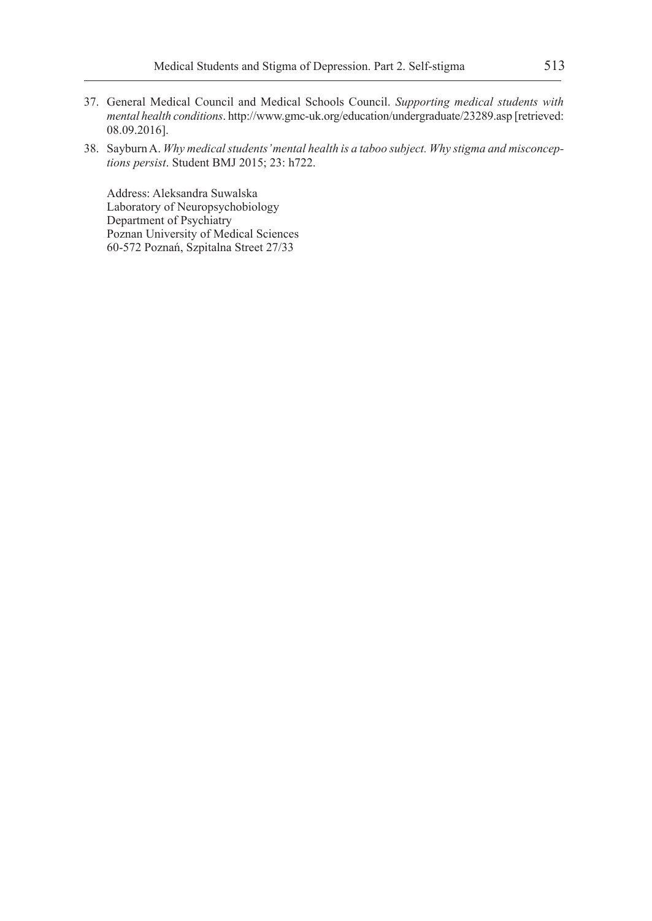37. General Medical Council and Medical Schools Council. *Supporting medical students with mental health conditions*. http://www.gmc-uk.org/education/undergraduate/23289.asp [retrieved: 08.09.2016].
38. Sayburn A. *Why medical students' mental health is a taboo subject. Why stigma and misconceptions persist*. Student BMJ 2015; 23: h722.

Address: Aleksandra Suwalska
Laboratory of Neuropsychobiology
Department of Psychiatry
Poznan University of Medical Sciences
60-572 Poznań, Szpitalna Street 27/33